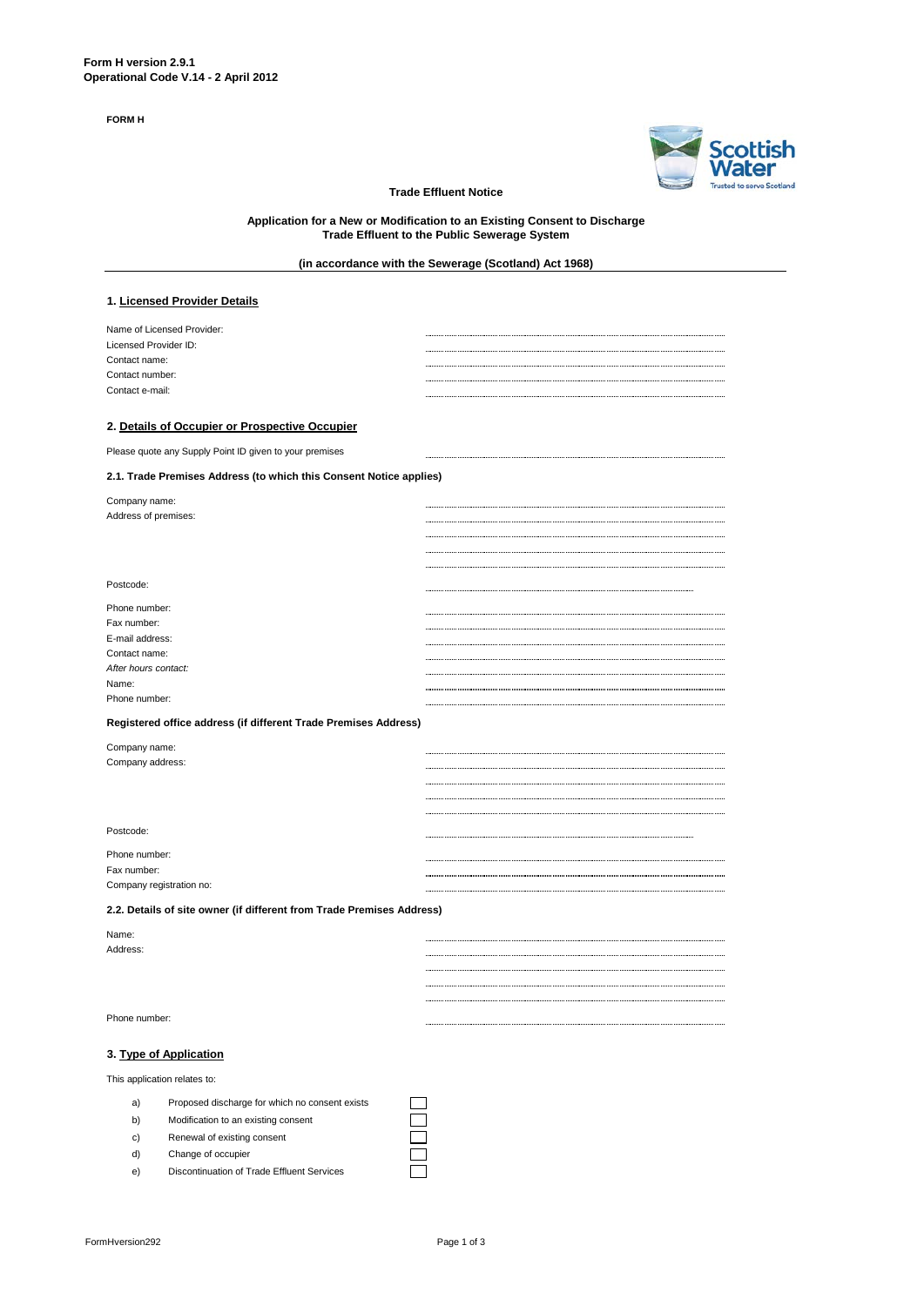Form H version 2.9.1
Operational Code V.14 - 2 April 2012

**FORM H**

**Trade Effluent Notice**

**Application for a New or Modification to an Existing Consent to Discharge Trade Effluent to the Public Sewerage System**

**(in accordance with the Sewerage (Scotland) Act 1968)**

## 1. Licensed Provider Details

Name of Licensed Provider: ..........
Licensed Provider ID: ..........
Contact name: ..........
Contact number: ..........
Contact e-mail: ..........

## 2. Details of Occupier or Prospective Occupier

Please quote any Supply Point ID given to your premises ..........

### 2.1. Trade Premises Address (to which this Consent Notice applies)

Company name: ..........
Address of premises: ..........

Postcode: ..........

Phone number: ..........
Fax number: ..........
E-mail address: ..........
Contact name: ..........
*After hours contact:*
Name: ..........
Phone number: ..........

### Registered office address (if different Trade Premises Address)

Company name: ..........
Company address: ..........

Postcode: ..........

Phone number: ..........
Fax number: ..........
Company registration no: ..........

### 2.2. Details of site owner (if different from Trade Premises Address)

Name: ..........
Address: ..........

Phone number: ..........

## 3. Type of Application

This application relates to:

a) Proposed discharge for which no consent exists ☐
b) Modification to an existing consent ☐
c) Renewal of existing consent ☐
d) Change of occupier ☐
e) Discontinuation of Trade Effluent Services ☐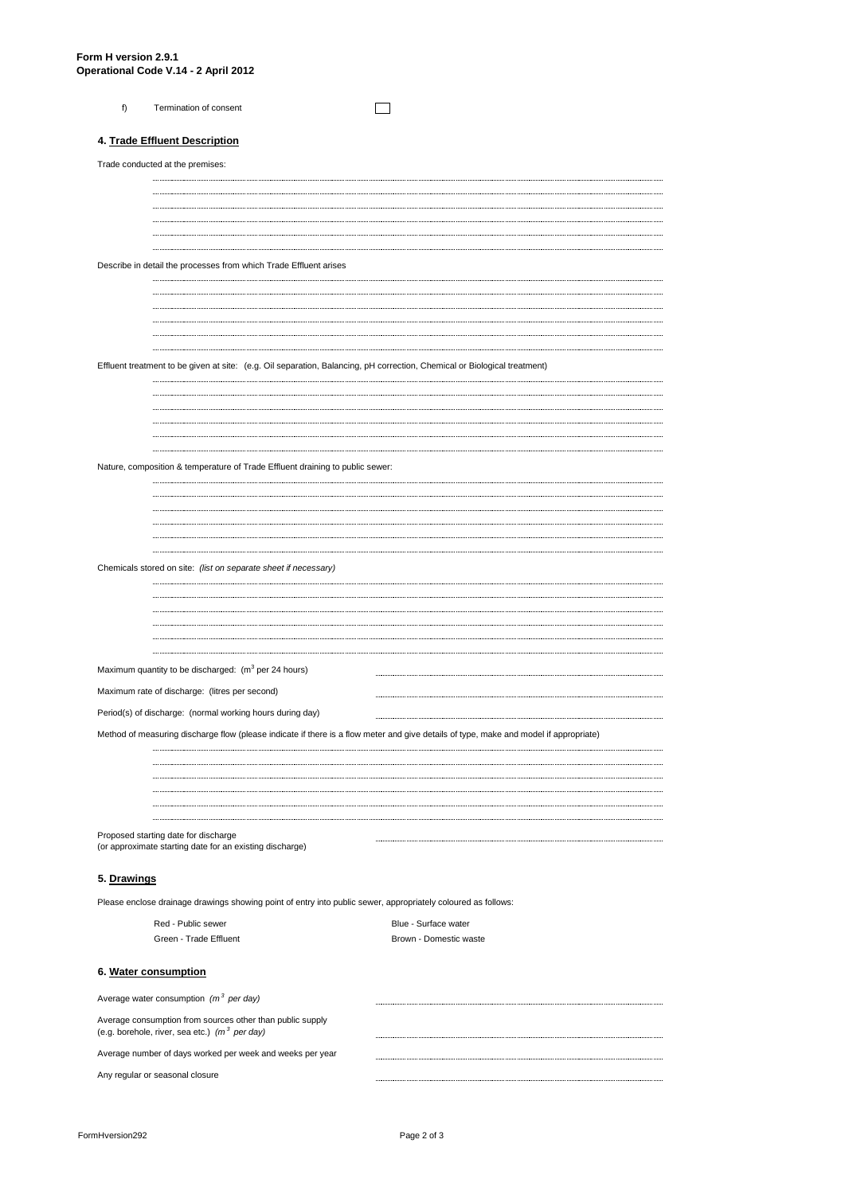**Form H version 2.9.1**
**Operational Code V.14 - 2 April 2012**

f) Termination of consent ☐

## 4. Trade Effluent Description

Trade conducted at the premises:

Describe in detail the processes from which Trade Effluent arises

Effluent treatment to be given at site: (e.g. Oil separation, Balancing, pH correction, Chemical or Biological treatment)

Nature, composition & temperature of Trade Effluent draining to public sewer:

Chemicals stored on site: *(list on separate sheet if necessary)*

Maximum quantity to be discharged: ($m^3$ per 24 hours)

Maximum rate of discharge: (litres per second)

Period(s) of discharge: (normal working hours during day)

Method of measuring discharge flow (please indicate if there is a flow meter and give details of type, make and model if appropriate)

Proposed starting date for discharge
(or approximate starting date for an existing discharge)

## 5. Drawings

Please enclose drainage drawings showing point of entry into public sewer, appropriately coloured as follows:

| | |
|---|---|
| Red - Public sewer | Blue - Surface water |
| Green - Trade Effluent | Brown - Domestic waste |

## 6. Water consumption

Average water consumption *($m^3$ per day)*

Average consumption from sources other than public supply
(e.g. borehole, river, sea etc.) *($m^3$ per day)*

Average number of days worked per week and weeks per year

Any regular or seasonal closure

FormHversion292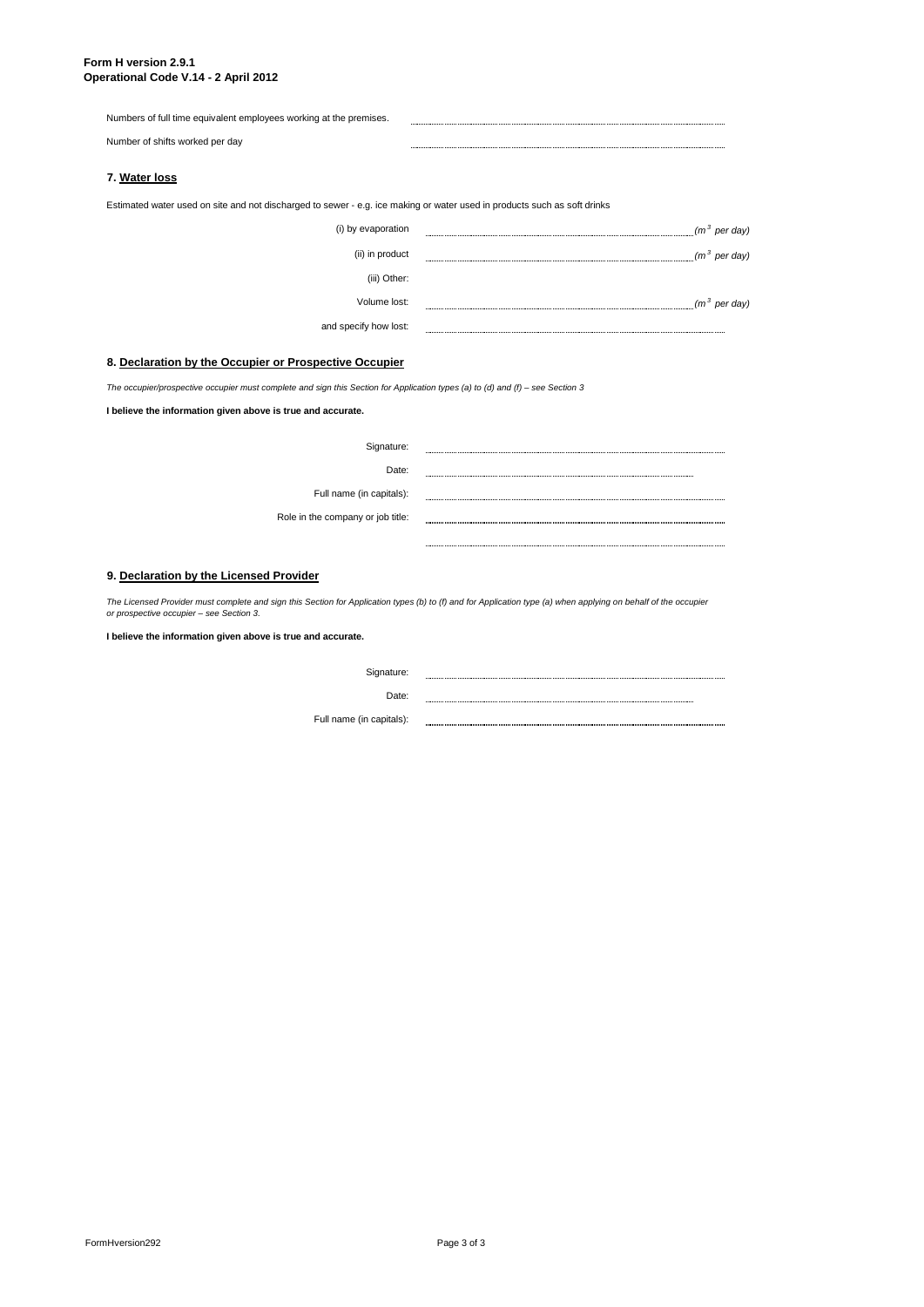**Form H version 2.9.1**
**Operational Code V.14 - 2 April 2012**

Numbers of full time equivalent employees working at the premises. ..............................

Number of shifts worked per day ..............................

## 7. Water loss

Estimated water used on site and not discharged to sewer - e.g. ice making or water used in products such as soft drinks

(i) by evaporation .............................. *($m^3$ per day)*

(ii) in product .............................. *($m^3$ per day)*

(iii) Other:

Volume lost: .............................. *($m^3$ per day)*

and specify how lost: ..............................

## 8. Declaration by the Occupier or Prospective Occupier

*The occupier/prospective occupier must complete and sign this Section for Application types (a) to (d) and (f) – see Section 3*

**I believe the information given above is true and accurate.**

Signature: ..............................

Date: ..............................

Full name (in capitals): ..............................

Role in the company or job title: ..............................

..............................

## 9. Declaration by the Licensed Provider

*The Licensed Provider must complete and sign this Section for Application types (b) to (f) and for Application type (a) when applying on behalf of the occupier or prospective occupier – see Section 3.*

**I believe the information given above is true and accurate.**

Signature: ..............................

Date: ..............................

Full name (in capitals): ..............................